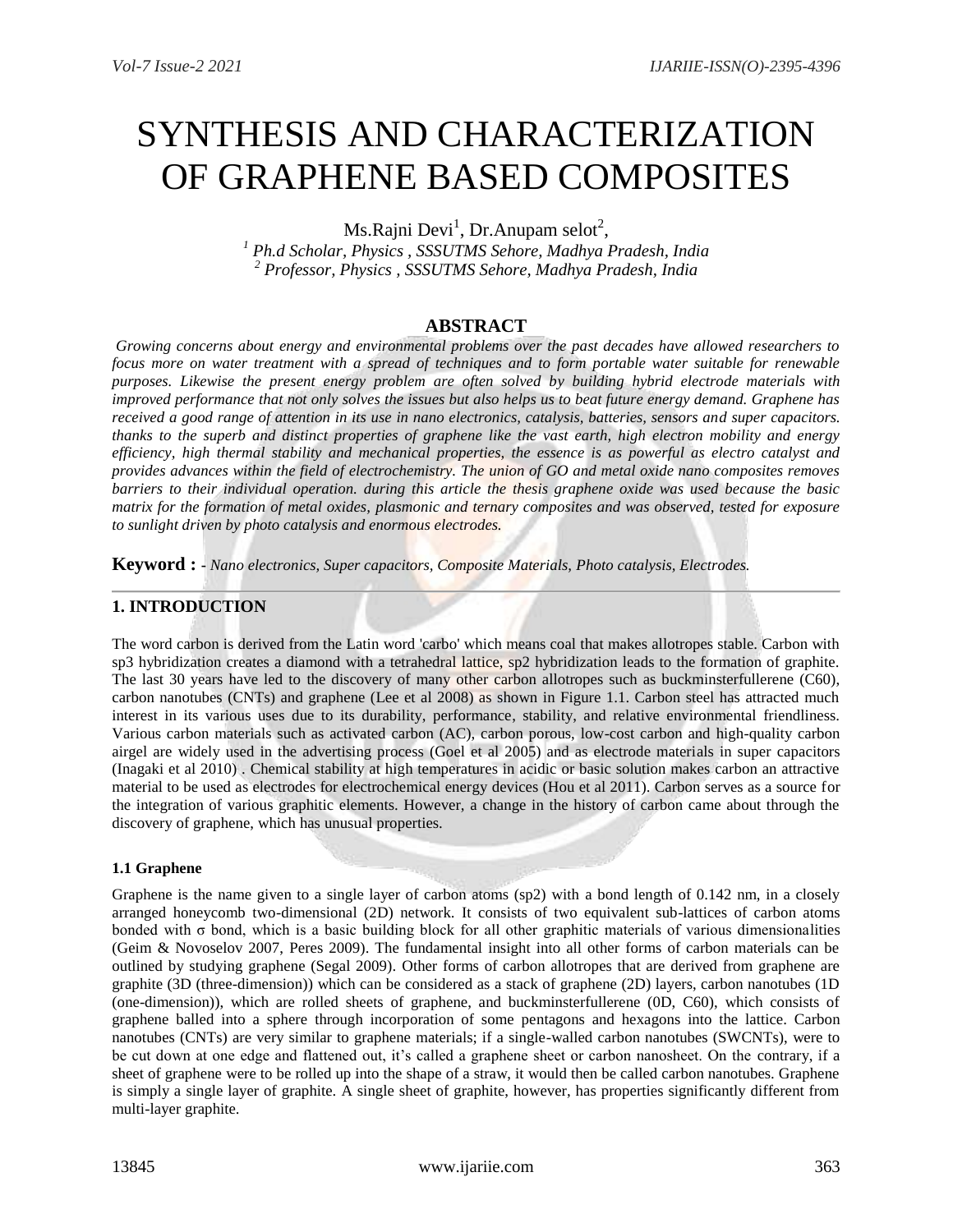# SYNTHESIS AND CHARACTERIZATION OF GRAPHENE BASED COMPOSITES

Ms.Rajni Devi[1], Dr.Anupam selot[2],

[1] *Ph.d Scholar, Physics , SSSUTMS Sehore, Madhya Pradesh, India*

[2] *Professor, Physics , SSSUTMS Sehore, Madhya Pradesh, India*

## ABSTRACT

*Growing concerns about energy and environmental problems over the past decades have allowed researchers to focus more on water treatment with a spread of techniques and to form portable water suitable for renewable purposes. Likewise the present energy problem are often solved by building hybrid electrode materials with improved performance that not only solves the issues but also helps us to beat future energy demand. Graphene has received a good range of attention in its use in nano electronics, catalysis, batteries, sensors and super capacitors. thanks to the superb and distinct properties of graphene like the vast earth, high electron mobility and energy efficiency, high thermal stability and mechanical properties, the essence is as powerful as electro catalyst and provides advances within the field of electrochemistry. The union of GO and metal oxide nano composites removes barriers to their individual operation. during this article the thesis graphene oxide was used because the basic matrix for the formation of metal oxides, plasmonic and ternary composites and was observed, tested for exposure to sunlight driven by photo catalysis and enormous electrodes.*

**Keyword : -** *Nano electronics, Super capacitors, Composite Materials, Photo catalysis, Electrodes.*

## 1. INTRODUCTION

The word carbon is derived from the Latin word 'carbo' which means coal that makes allotropes stable. Carbon with sp3 hybridization creates a diamond with a tetrahedral lattice, sp2 hybridization leads to the formation of graphite. The last 30 years have led to the discovery of many other carbon allotropes such as buckminsterfullerene (C60), carbon nanotubes (CNTs) and graphene (Lee et al 2008) as shown in Figure 1.1. Carbon steel has attracted much interest in its various uses due to its durability, performance, stability, and relative environmental friendliness. Various carbon materials such as activated carbon (AC), carbon porous, low-cost carbon and high-quality carbon airgel are widely used in the advertising process (Goel et al 2005) and as electrode materials in super capacitors (Inagaki et al 2010) . Chemical stability at high temperatures in acidic or basic solution makes carbon an attractive material to be used as electrodes for electrochemical energy devices (Hou et al 2011). Carbon serves as a source for the integration of various graphitic elements. However, a change in the history of carbon came about through the discovery of graphene, which has unusual properties.

### 1.1 Graphene

Graphene is the name given to a single layer of carbon atoms (sp2) with a bond length of 0.142 nm, in a closely arranged honeycomb two-dimensional (2D) network. It consists of two equivalent sub-lattices of carbon atoms bonded with σ bond, which is a basic building block for all other graphitic materials of various dimensionalities (Geim & Novoselov 2007, Peres 2009). The fundamental insight into all other forms of carbon materials can be outlined by studying graphene (Segal 2009). Other forms of carbon allotropes that are derived from graphene are graphite (3D (three-dimension)) which can be considered as a stack of graphene (2D) layers, carbon nanotubes (1D (one-dimension)), which are rolled sheets of graphene, and buckminsterfullerene (0D, C60), which consists of graphene balled into a sphere through incorporation of some pentagons and hexagons into the lattice. Carbon nanotubes (CNTs) are very similar to graphene materials; if a single-walled carbon nanotubes (SWCNTs), were to be cut down at one edge and flattened out, it's called a graphene sheet or carbon nanosheet. On the contrary, if a sheet of graphene were to be rolled up into the shape of a straw, it would then be called carbon nanotubes. Graphene is simply a single layer of graphite. A single sheet of graphite, however, has properties significantly different from multi-layer graphite.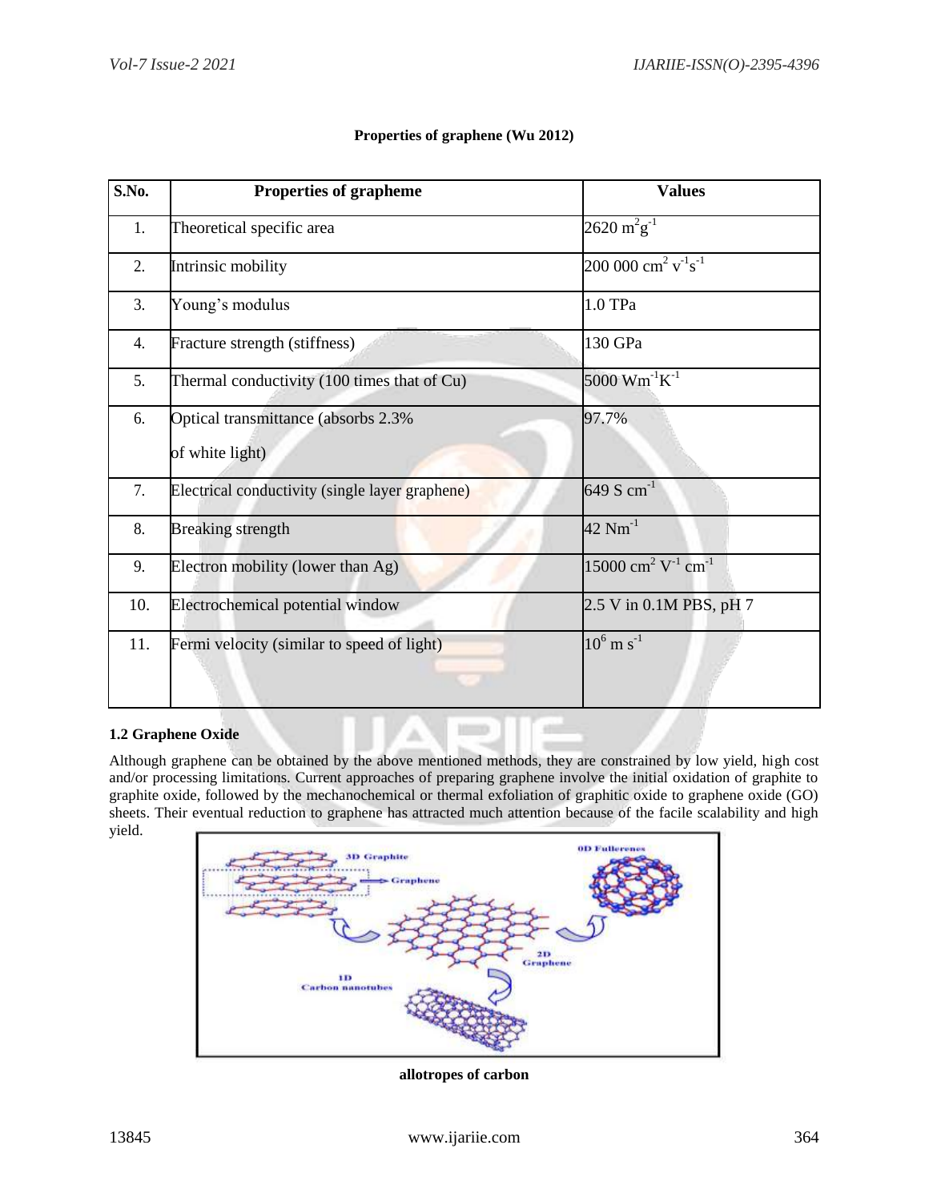**Properties of graphene (Wu 2012)**

| S.No. | Properties of grapheme | Values |
|---|---|---|
| 1. | Theoretical specific area | $2620\ m^2g^{-1}$ |
| 2. | Intrinsic mobility | $200\ 000\ cm^2\ v^{-1}s^{-1}$ |
| 3. | Young's modulus | 1.0 TPa |
| 4. | Fracture strength (stiffness) | 130 GPa |
| 5. | Thermal conductivity (100 times that of Cu) | $5000\ Wm^{-1}K^{-1}$ |
| 6. | Optical transmittance (absorbs 2.3% of white light) | 97.7% |
| 7. | Electrical conductivity (single layer graphene) | $649\ S\ cm^{-1}$ |
| 8. | Breaking strength | $42\ Nm^{-1}$ |
| 9. | Electron mobility (lower than Ag) | $15000\ cm^2\ V^{-1}\ cm^{-1}$ |
| 10. | Electrochemical potential window | 2.5 V in 0.1M PBS, pH 7 |
| 11. | Fermi velocity (similar to speed of light) | $10^6\ m\ s^{-1}$ |

### 1.2 Graphene Oxide

Although graphene can be obtained by the above mentioned methods, they are constrained by low yield, high cost and/or processing limitations. Current approaches of preparing graphene involve the initial oxidation of graphite to graphite oxide, followed by the mechanochemical or thermal exfoliation of graphitic oxide to graphene oxide (GO) sheets. Their eventual reduction to graphene has attracted much attention because of the facile scalability and high yield.

**allotropes of carbon**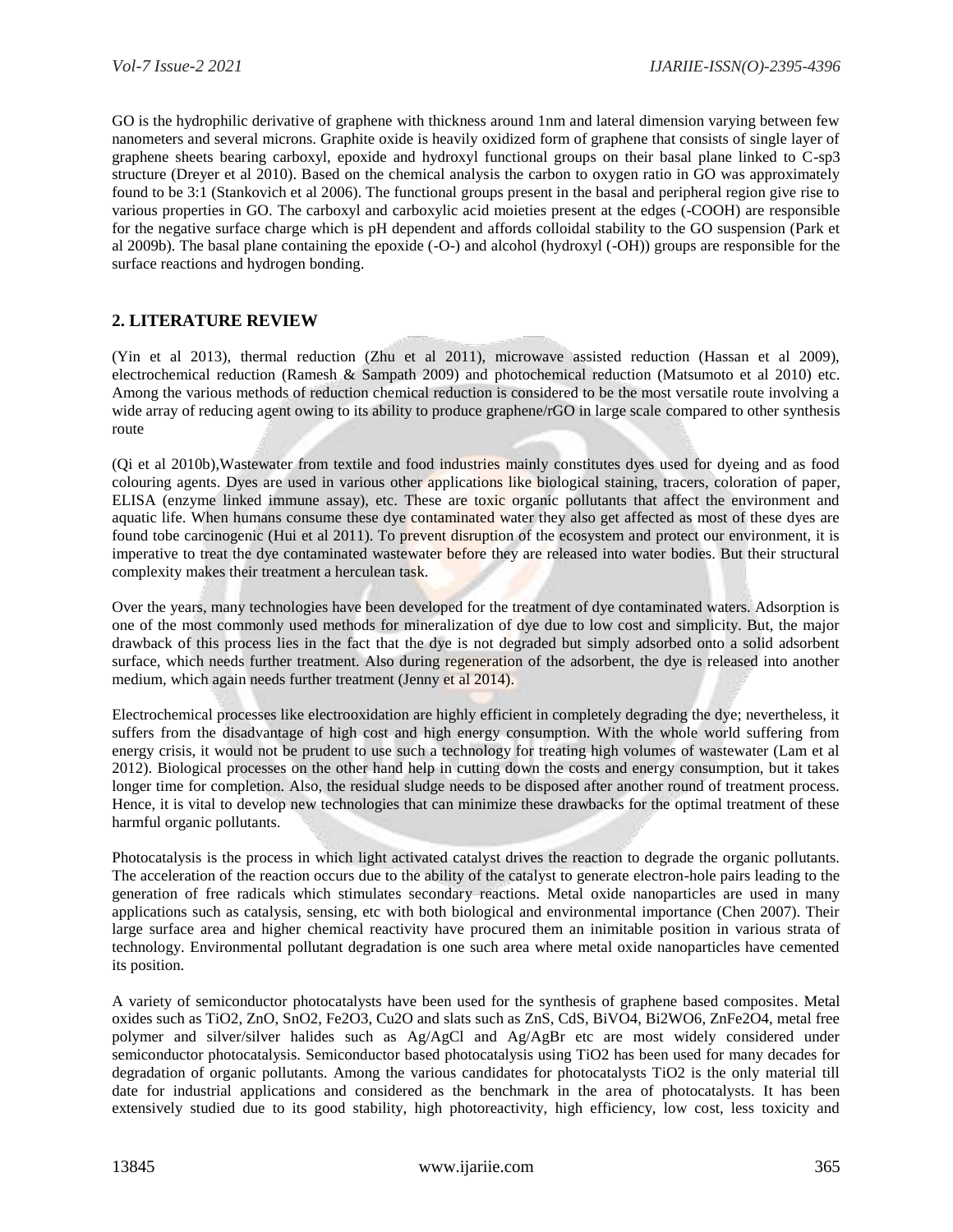GO is the hydrophilic derivative of graphene with thickness around 1nm and lateral dimension varying between few nanometers and several microns. Graphite oxide is heavily oxidized form of graphene that consists of single layer of graphene sheets bearing carboxyl, epoxide and hydroxyl functional groups on their basal plane linked to C-sp3 structure (Dreyer et al 2010). Based on the chemical analysis the carbon to oxygen ratio in GO was approximately found to be 3:1 (Stankovich et al 2006). The functional groups present in the basal and peripheral region give rise to various properties in GO. The carboxyl and carboxylic acid moieties present at the edges (-COOH) are responsible for the negative surface charge which is pH dependent and affords colloidal stability to the GO suspension (Park et al 2009b). The basal plane containing the epoxide (-O-) and alcohol (hydroxyl (-OH)) groups are responsible for the surface reactions and hydrogen bonding.

## 2. LITERATURE REVIEW

(Yin et al 2013), thermal reduction (Zhu et al 2011), microwave assisted reduction (Hassan et al 2009), electrochemical reduction (Ramesh & Sampath 2009) and photochemical reduction (Matsumoto et al 2010) etc. Among the various methods of reduction chemical reduction is considered to be the most versatile route involving a wide array of reducing agent owing to its ability to produce graphene/rGO in large scale compared to other synthesis route

(Qi et al 2010b),Wastewater from textile and food industries mainly constitutes dyes used for dyeing and as food colouring agents. Dyes are used in various other applications like biological staining, tracers, coloration of paper, ELISA (enzyme linked immune assay), etc. These are toxic organic pollutants that affect the environment and aquatic life. When humans consume these dye contaminated water they also get affected as most of these dyes are found tobe carcinogenic (Hui et al 2011). To prevent disruption of the ecosystem and protect our environment, it is imperative to treat the dye contaminated wastewater before they are released into water bodies. But their structural complexity makes their treatment a herculean task.

Over the years, many technologies have been developed for the treatment of dye contaminated waters. Adsorption is one of the most commonly used methods for mineralization of dye due to low cost and simplicity. But, the major drawback of this process lies in the fact that the dye is not degraded but simply adsorbed onto a solid adsorbent surface, which needs further treatment. Also during regeneration of the adsorbent, the dye is released into another medium, which again needs further treatment (Jenny et al 2014).

Electrochemical processes like electrooxidation are highly efficient in completely degrading the dye; nevertheless, it suffers from the disadvantage of high cost and high energy consumption. With the whole world suffering from energy crisis, it would not be prudent to use such a technology for treating high volumes of wastewater (Lam et al 2012). Biological processes on the other hand help in cutting down the costs and energy consumption, but it takes longer time for completion. Also, the residual sludge needs to be disposed after another round of treatment process. Hence, it is vital to develop new technologies that can minimize these drawbacks for the optimal treatment of these harmful organic pollutants.

Photocatalysis is the process in which light activated catalyst drives the reaction to degrade the organic pollutants. The acceleration of the reaction occurs due to the ability of the catalyst to generate electron-hole pairs leading to the generation of free radicals which stimulates secondary reactions. Metal oxide nanoparticles are used in many applications such as catalysis, sensing, etc with both biological and environmental importance (Chen 2007). Their large surface area and higher chemical reactivity have procured them an inimitable position in various strata of technology. Environmental pollutant degradation is one such area where metal oxide nanoparticles have cemented its position.

A variety of semiconductor photocatalysts have been used for the synthesis of graphene based composites. Metal oxides such as $TiO_2$, ZnO, $SnO_2$, $Fe_2O_3$, $Cu_2O$ and slats such as ZnS, CdS, $BiVO_4$, $Bi_2WO_6$, $ZnFe_2O_4$, metal free polymer and silver/silver halides such as Ag/AgCl and Ag/AgBr etc are most widely considered under semiconductor photocatalysis. Semiconductor based photocatalysis using $TiO_2$ has been used for many decades for degradation of organic pollutants. Among the various candidates for photocatalysts $TiO_2$ is the only material till date for industrial applications and considered as the benchmark in the area of photocatalysts. It has been extensively studied due to its good stability, high photoreactivity, high efficiency, low cost, less toxicity and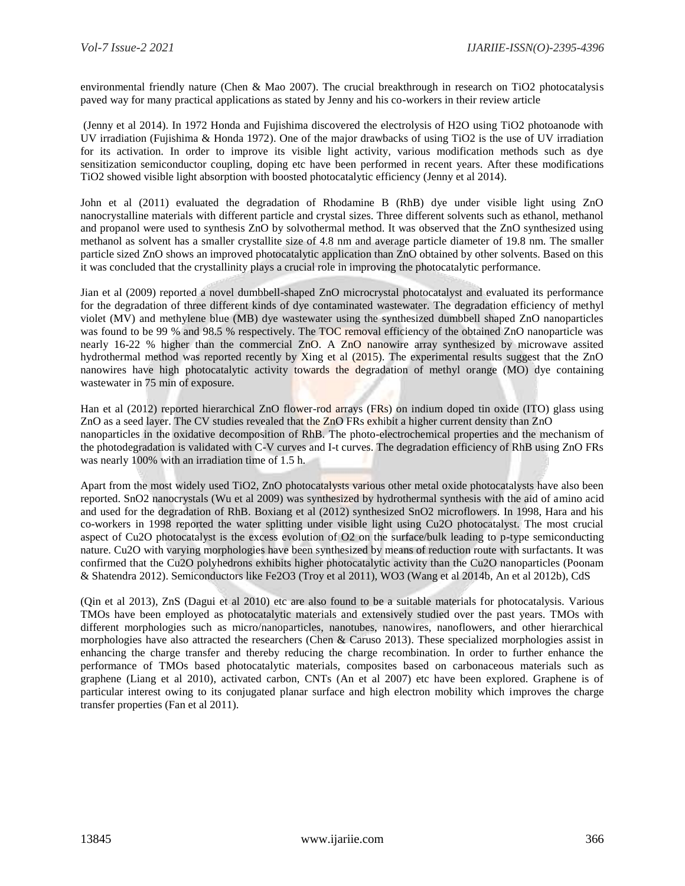environmental friendly nature (Chen & Mao 2007). The crucial breakthrough in research on $TiO_2$ photocatalysis paved way for many practical applications as stated by Jenny and his co-workers in their review article

(Jenny et al 2014). In 1972 Honda and Fujishima discovered the electrolysis of $H_2O$ using $TiO_2$ photoanode with UV irradiation (Fujishima & Honda 1972). One of the major drawbacks of using $TiO_2$ is the use of UV irradiation for its activation. In order to improve its visible light activity, various modification methods such as dye sensitization semiconductor coupling, doping etc have been performed in recent years. After these modifications $TiO_2$ showed visible light absorption with boosted photocatalytic efficiency (Jenny et al 2014).

John et al (2011) evaluated the degradation of Rhodamine B (RhB) dye under visible light using ZnO nanocrystalline materials with different particle and crystal sizes. Three different solvents such as ethanol, methanol and propanol were used to synthesis ZnO by solvothermal method. It was observed that the ZnO synthesized using methanol as solvent has a smaller crystallite size of 4.8 nm and average particle diameter of 19.8 nm. The smaller particle sized ZnO shows an improved photocatalytic application than ZnO obtained by other solvents. Based on this it was concluded that the crystallinity plays a crucial role in improving the photocatalytic performance.

Jian et al (2009) reported a novel dumbbell-shaped ZnO microcrystal photocatalyst and evaluated its performance for the degradation of three different kinds of dye contaminated wastewater. The degradation efficiency of methyl violet (MV) and methylene blue (MB) dye wastewater using the synthesized dumbbell shaped ZnO nanoparticles was found to be 99 % and 98.5 % respectively. The TOC removal efficiency of the obtained ZnO nanoparticle was nearly 16-22 % higher than the commercial ZnO. A ZnO nanowire array synthesized by microwave assited hydrothermal method was reported recently by Xing et al (2015). The experimental results suggest that the ZnO nanowires have high photocatalytic activity towards the degradation of methyl orange (MO) dye containing wastewater in 75 min of exposure.

Han et al (2012) reported hierarchical ZnO flower-rod arrays (FRs) on indium doped tin oxide (ITO) glass using ZnO as a seed layer. The CV studies revealed that the ZnO FRs exhibit a higher current density than ZnO nanoparticles in the oxidative decomposition of RhB. The photo-electrochemical properties and the mechanism of the photodegradation is validated with C-V curves and I-t curves. The degradation efficiency of RhB using ZnO FRs was nearly 100% with an irradiation time of 1.5 h.

Apart from the most widely used $TiO_2$, ZnO photocatalysts various other metal oxide photocatalysts have also been reported. $SnO_2$ nanocrystals (Wu et al 2009) was synthesized by hydrothermal synthesis with the aid of amino acid and used for the degradation of RhB. Boxiang et al (2012) synthesized $SnO_2$ microflowers. In 1998, Hara and his co-workers in 1998 reported the water splitting under visible light using $Cu_2O$ photocatalyst. The most crucial aspect of $Cu_2O$ photocatalyst is the excess evolution of $O_2$ on the surface/bulk leading to p-type semiconducting nature. $Cu_2O$ with varying morphologies have been synthesized by means of reduction route with surfactants. It was confirmed that the $Cu_2O$ polyhedrons exhibits higher photocatalytic activity than the $Cu_2O$ nanoparticles (Poonam & Shatendra 2012). Semiconductors like $Fe_2O_3$ (Troy et al 2011), $WO_3$ (Wang et al 2014b, An et al 2012b), CdS

(Qin et al 2013), ZnS (Dagui et al 2010) etc are also found to be a suitable materials for photocatalysis. Various TMOs have been employed as photocatalytic materials and extensively studied over the past years. TMOs with different morphologies such as micro/nanoparticles, nanotubes, nanowires, nanoflowers, and other hierarchical morphologies have also attracted the researchers (Chen & Caruso 2013). These specialized morphologies assist in enhancing the charge transfer and thereby reducing the charge recombination. In order to further enhance the performance of TMOs based photocatalytic materials, composites based on carbonaceous materials such as graphene (Liang et al 2010), activated carbon, CNTs (An et al 2007) etc have been explored. Graphene is of particular interest owing to its conjugated planar surface and high electron mobility which improves the charge transfer properties (Fan et al 2011).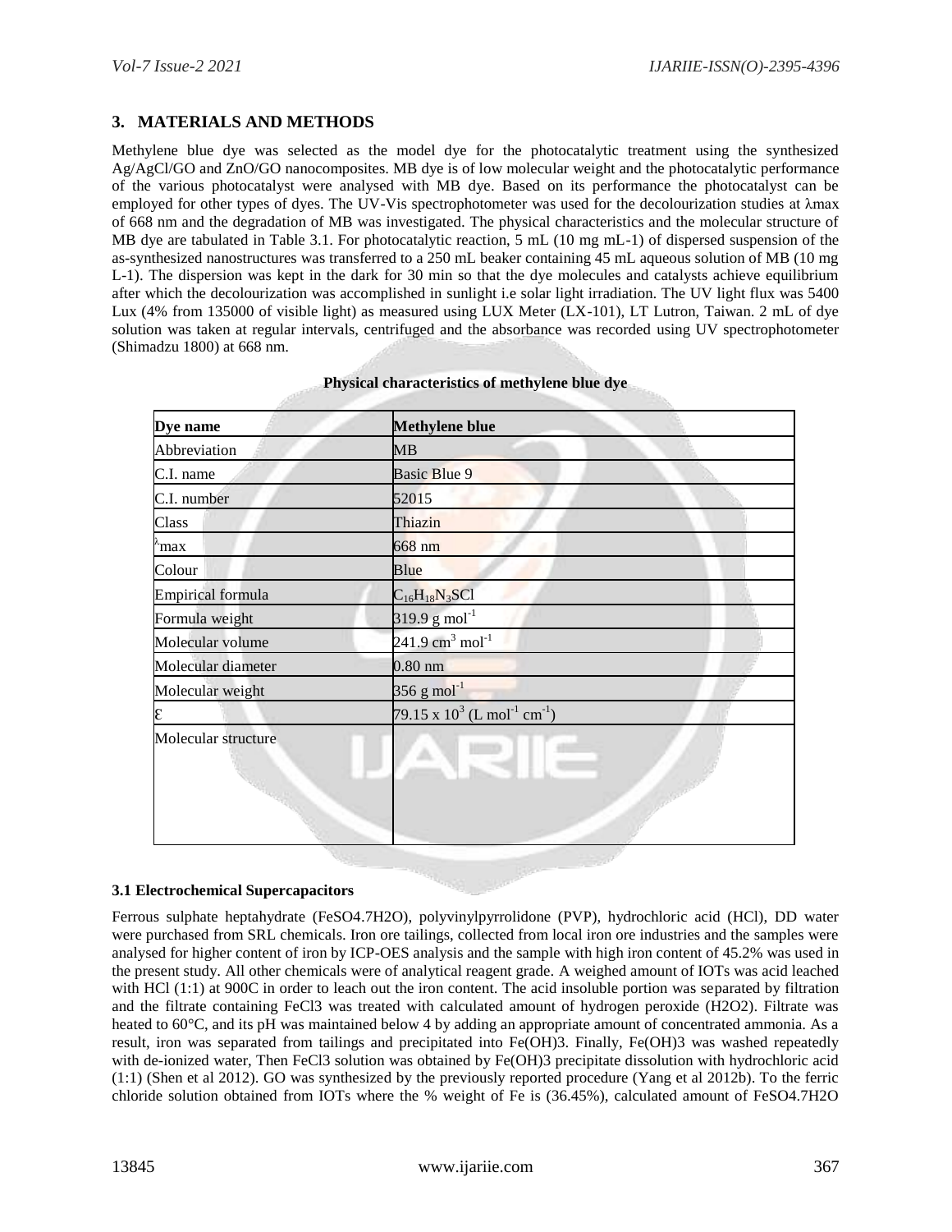## 3. MATERIALS AND METHODS

Methylene blue dye was selected as the model dye for the photocatalytic treatment using the synthesized Ag/AgCl/GO and ZnO/GO nanocomposites. MB dye is of low molecular weight and the photocatalytic performance of the various photocatalyst were analysed with MB dye. Based on its performance the photocatalyst can be employed for other types of dyes. The UV-Vis spectrophotometer was used for the decolourization studies at λmax of 668 nm and the degradation of MB was investigated. The physical characteristics and the molecular structure of MB dye are tabulated in Table 3.1. For photocatalytic reaction, 5 mL (10 mg mL-1) of dispersed suspension of the as-synthesized nanostructures was transferred to a 250 mL beaker containing 45 mL aqueous solution of MB (10 mg L-1). The dispersion was kept in the dark for 30 min so that the dye molecules and catalysts achieve equilibrium after which the decolourization was accomplished in sunlight i.e solar light irradiation. The UV light flux was 5400 Lux (4% from 135000 of visible light) as measured using LUX Meter (LX-101), LT Lutron, Taiwan. 2 mL of dye solution was taken at regular intervals, centrifuged and the absorbance was recorded using UV spectrophotometer (Shimadzu 1800) at 668 nm.

**Physical characteristics of methylene blue dye**

| **Dye name** | **Methylene blue** |
|---|---|
| Abbreviation | MB |
| C.I. name | Basic Blue 9 |
| C.I. number | 52015 |
| Class | Thiazin |
| $\lambda$max | 668 nm |
| Colour | Blue |
| Empirical formula | $C_{16}H_{18}N_3SCl$ |
| Formula weight | 319.9 g $mol^{-1}$ |
| Molecular volume | 241.9 $cm^3$ $mol^{-1}$ |
| Molecular diameter | 0.80 nm |
| Molecular weight | 356 g $mol^{-1}$ |
| ε | 79.15 x $10^3$ (L $mol^{-1}$ $cm^{-1}$) |
| Molecular structure | |

### 3.1 Electrochemical Supercapacitors

Ferrous sulphate heptahydrate ($FeSO_4.7H_2O$), polyvinylpyrrolidone (PVP), hydrochloric acid (HCl), DD water were purchased from SRL chemicals. Iron ore tailings, collected from local iron ore industries and the samples were analysed for higher content of iron by ICP-OES analysis and the sample with high iron content of 45.2% was used in the present study. All other chemicals were of analytical reagent grade. A weighed amount of IOTs was acid leached with HCl (1:1) at 900C in order to leach out the iron content. The acid insoluble portion was separated by filtration and the filtrate containing $FeCl_3$ was treated with calculated amount of hydrogen peroxide ($H_2O_2$). Filtrate was heated to 60°C, and its pH was maintained below 4 by adding an appropriate amount of concentrated ammonia. As a result, iron was separated from tailings and precipitated into $Fe(OH)_3$. Finally, $Fe(OH)_3$ was washed repeatedly with de-ionized water, Then $FeCl_3$ solution was obtained by $Fe(OH)_3$ precipitate dissolution with hydrochloric acid (1:1) (Shen et al 2012). GO was synthesized by the previously reported procedure (Yang et al 2012b). To the ferric chloride solution obtained from IOTs where the % weight of Fe is (36.45%), calculated amount of $FeSO_4.7H_2O$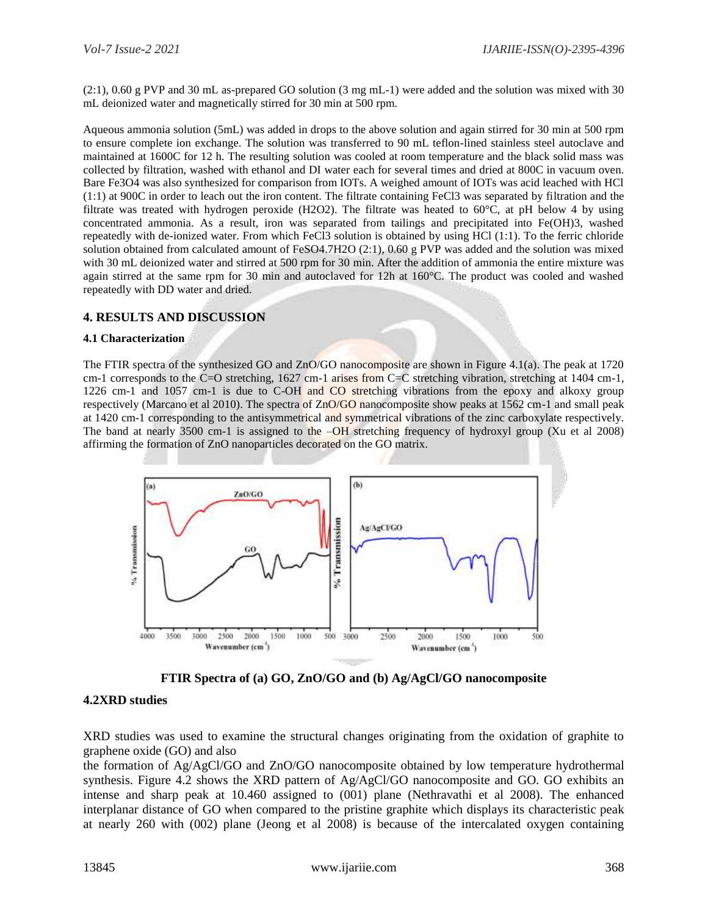(2:1), 0.60 g PVP and 30 mL as-prepared GO solution (3 mg mL-1) were added and the solution was mixed with 30 mL deionized water and magnetically stirred for 30 min at 500 rpm.

Aqueous ammonia solution (5mL) was added in drops to the above solution and again stirred for 30 min at 500 rpm to ensure complete ion exchange. The solution was transferred to 90 mL teflon-lined stainless steel autoclave and maintained at 1600C for 12 h. The resulting solution was cooled at room temperature and the black solid mass was collected by filtration, washed with ethanol and DI water each for several times and dried at 800C in vacuum oven. Bare $Fe_3O_4$ was also synthesized for comparison from IOTs. A weighed amount of IOTs was acid leached with HCl (1:1) at 900C in order to leach out the iron content. The filtrate containing $FeCl_3$ was separated by filtration and the filtrate was treated with hydrogen peroxide ($H_2O_2$). The filtrate was heated to 60°C, at pH below 4 by using concentrated ammonia. As a result, iron was separated from tailings and precipitated into $Fe(OH)_3$, washed repeatedly with de-ionized water. From which $FeCl_3$ solution is obtained by using HCl (1:1). To the ferric chloride solution obtained from calculated amount of $FeSO_4.7H_2O$ (2:1), 0.60 g PVP was added and the solution was mixed with 30 mL deionized water and stirred at 500 rpm for 30 min. After the addition of ammonia the entire mixture was again stirred at the same rpm for 30 min and autoclaved for 12h at 160°C. The product was cooled and washed repeatedly with DD water and dried.

## 4. RESULTS AND DISCUSSION

### 4.1 Characterization

The FTIR spectra of the synthesized GO and ZnO/GO nanocomposite are shown in Figure 4.1(a). The peak at 1720 cm-1 corresponds to the C=O stretching, 1627 cm-1 arises from C=C stretching vibration, stretching at 1404 cm-1, 1226 cm-1 and 1057 cm-1 is due to C-OH and CO stretching vibrations from the epoxy and alkoxy group respectively (Marcano et al 2010). The spectra of ZnO/GO nanocomposite show peaks at 1562 cm-1 and small peak at 1420 cm-1 corresponding to the antisymmetrical and symmetrical vibrations of the zinc carboxylate respectively. The band at nearly 3500 cm-1 is assigned to the –OH stretching frequency of hydroxyl group (Xu et al 2008) affirming the formation of ZnO nanoparticles decorated on the GO matrix.

**FTIR Spectra of (a) GO, ZnO/GO and (b) Ag/AgCl/GO nanocomposite**

### 4.2XRD studies

XRD studies was used to examine the structural changes originating from the oxidation of graphite to graphene oxide (GO) and also
the formation of Ag/AgCl/GO and ZnO/GO nanocomposite obtained by low temperature hydrothermal synthesis. Figure 4.2 shows the XRD pattern of Ag/AgCl/GO nanocomposite and GO. GO exhibits an intense and sharp peak at 10.460 assigned to (001) plane (Nethravathi et al 2008). The enhanced interplanar distance of GO when compared to the pristine graphite which displays its characteristic peak at nearly 260 with (002) plane (Jeong et al 2008) is because of the intercalated oxygen containing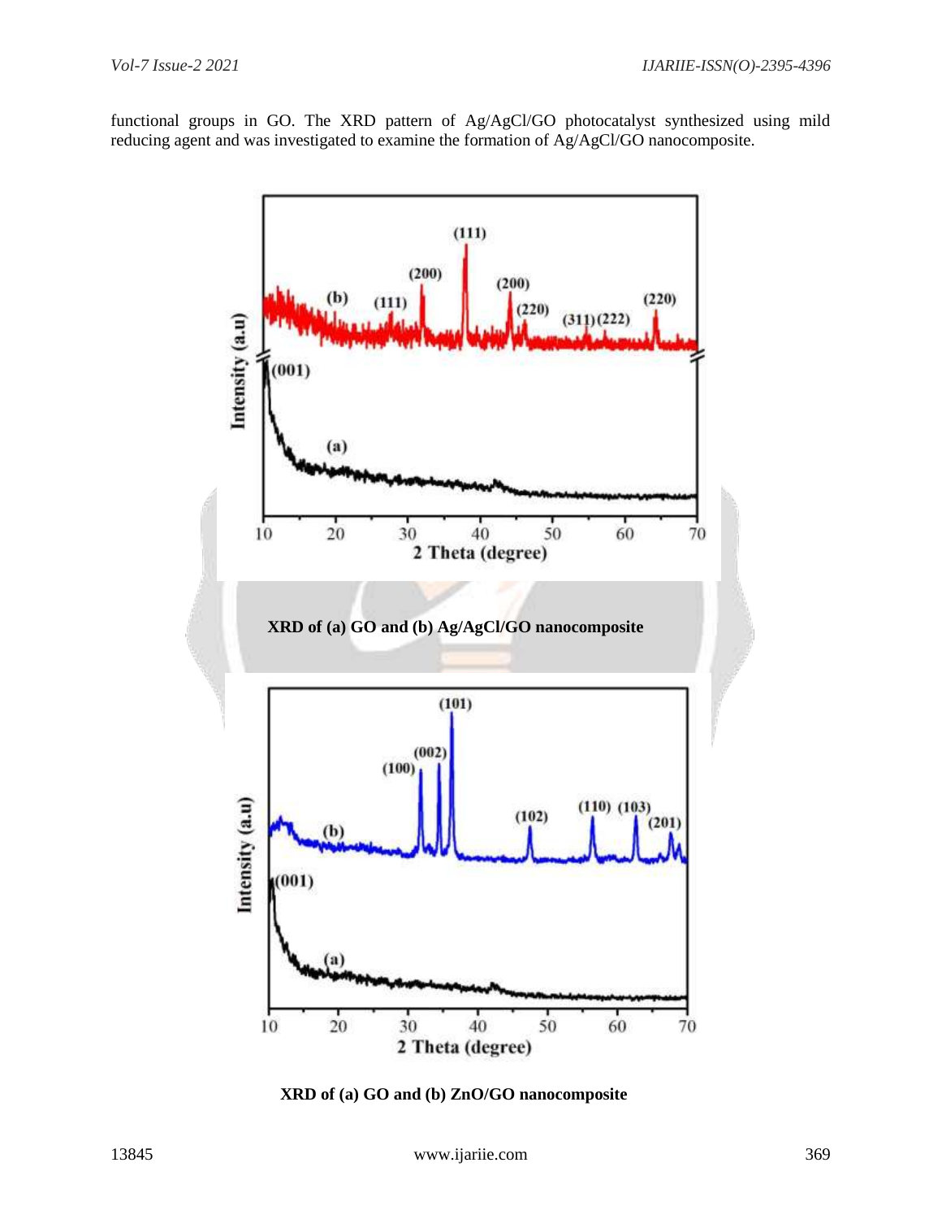functional groups in GO. The XRD pattern of Ag/AgCl/GO photocatalyst synthesized using mild reducing agent and was investigated to examine the formation of Ag/AgCl/GO nanocomposite.

**XRD of (a) GO and (b) Ag/AgCl/GO nanocomposite**

**XRD of (a) GO and (b) ZnO/GO nanocomposite**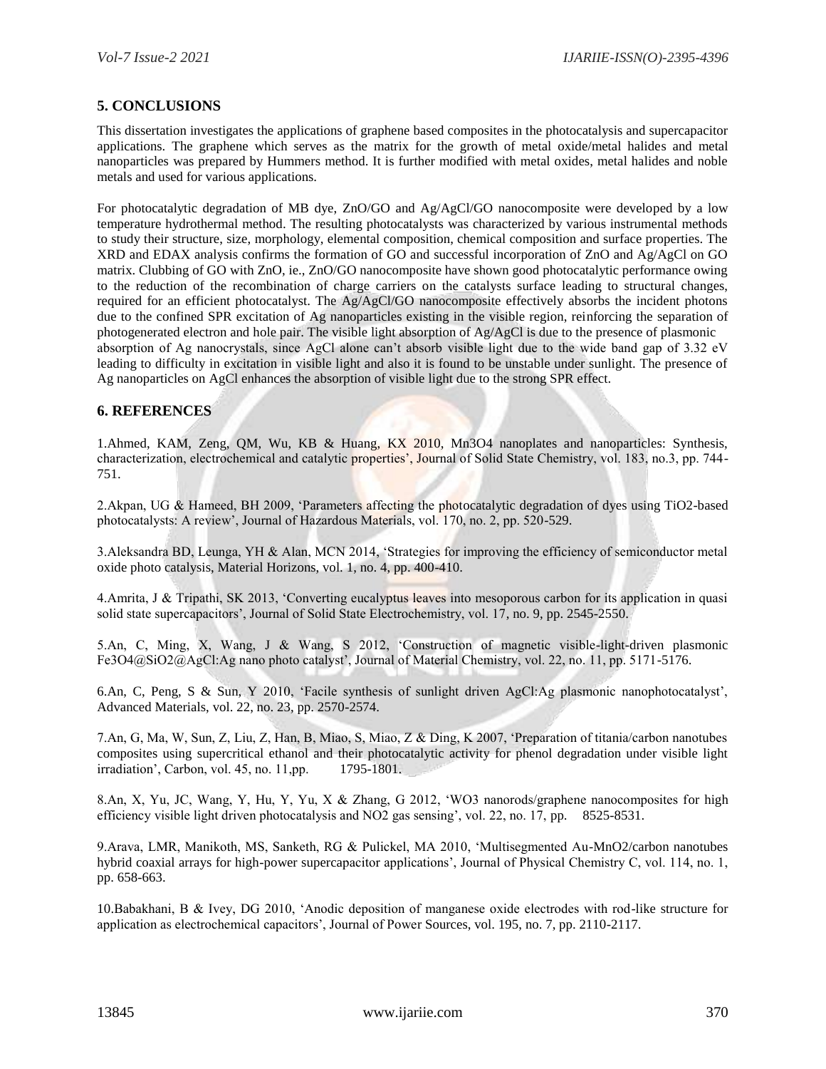## 5. CONCLUSIONS

This dissertation investigates the applications of graphene based composites in the photocatalysis and supercapacitor applications. The graphene which serves as the matrix for the growth of metal oxide/metal halides and metal nanoparticles was prepared by Hummers method. It is further modified with metal oxides, metal halides and noble metals and used for various applications.

For photocatalytic degradation of MB dye, ZnO/GO and Ag/AgCl/GO nanocomposite were developed by a low temperature hydrothermal method. The resulting photocatalysts was characterized by various instrumental methods to study their structure, size, morphology, elemental composition, chemical composition and surface properties. The XRD and EDAX analysis confirms the formation of GO and successful incorporation of ZnO and Ag/AgCl on GO matrix. Clubbing of GO with ZnO, ie., ZnO/GO nanocomposite have shown good photocatalytic performance owing to the reduction of the recombination of charge carriers on the catalysts surface leading to structural changes, required for an efficient photocatalyst. The Ag/AgCl/GO nanocomposite effectively absorbs the incident photons due to the confined SPR excitation of Ag nanoparticles existing in the visible region, reinforcing the separation of photogenerated electron and hole pair. The visible light absorption of Ag/AgCl is due to the presence of plasmonic absorption of Ag nanocrystals, since AgCl alone can't absorb visible light due to the wide band gap of 3.32 eV leading to difficulty in excitation in visible light and also it is found to be unstable under sunlight. The presence of Ag nanoparticles on AgCl enhances the absorption of visible light due to the strong SPR effect.

## 6. REFERENCES

1.Ahmed, KAM, Zeng, QM, Wu, KB & Huang, KX 2010, Mn3O4 nanoplates and nanoparticles: Synthesis, characterization, electrochemical and catalytic properties', Journal of Solid State Chemistry, vol. 183, no.3, pp. 744-751.

2.Akpan, UG & Hameed, BH 2009, 'Parameters affecting the photocatalytic degradation of dyes using TiO2-based photocatalysts: A review', Journal of Hazardous Materials, vol. 170, no. 2, pp. 520-529.

3.Aleksandra BD, Leunga, YH & Alan, MCN 2014, 'Strategies for improving the efficiency of semiconductor metal oxide photo catalysis, Material Horizons, vol. 1, no. 4, pp. 400-410.

4.Amrita, J & Tripathi, SK 2013, 'Converting eucalyptus leaves into mesoporous carbon for its application in quasi solid state supercapacitors', Journal of Solid State Electrochemistry, vol. 17, no. 9, pp. 2545-2550.

5.An, C, Ming, X, Wang, J & Wang, S 2012, 'Construction of magnetic visible-light-driven plasmonic Fe3O4@SiO2@AgCl:Ag nano photo catalyst', Journal of Material Chemistry, vol. 22, no. 11, pp. 5171-5176.

6.An, C, Peng, S & Sun, Y 2010, 'Facile synthesis of sunlight driven AgCl:Ag plasmonic nanophotocatalyst', Advanced Materials, vol. 22, no. 23, pp. 2570-2574.

7.An, G, Ma, W, Sun, Z, Liu, Z, Han, B, Miao, S, Miao, Z & Ding, K 2007, 'Preparation of titania/carbon nanotubes composites using supercritical ethanol and their photocatalytic activity for phenol degradation under visible light irradiation', Carbon, vol. 45, no. 11,pp. 1795-1801.

8.An, X, Yu, JC, Wang, Y, Hu, Y, Yu, X & Zhang, G 2012, 'WO3 nanorods/graphene nanocomposites for high efficiency visible light driven photocatalysis and NO2 gas sensing', vol. 22, no. 17, pp. 8525-8531.

9.Arava, LMR, Manikoth, MS, Sanketh, RG & Pulickel, MA 2010, 'Multisegmented Au-MnO2/carbon nanotubes hybrid coaxial arrays for high-power supercapacitor applications', Journal of Physical Chemistry C, vol. 114, no. 1, pp. 658-663.

10.Babakhani, B & Ivey, DG 2010, 'Anodic deposition of manganese oxide electrodes with rod-like structure for application as electrochemical capacitors', Journal of Power Sources, vol. 195, no. 7, pp. 2110-2117.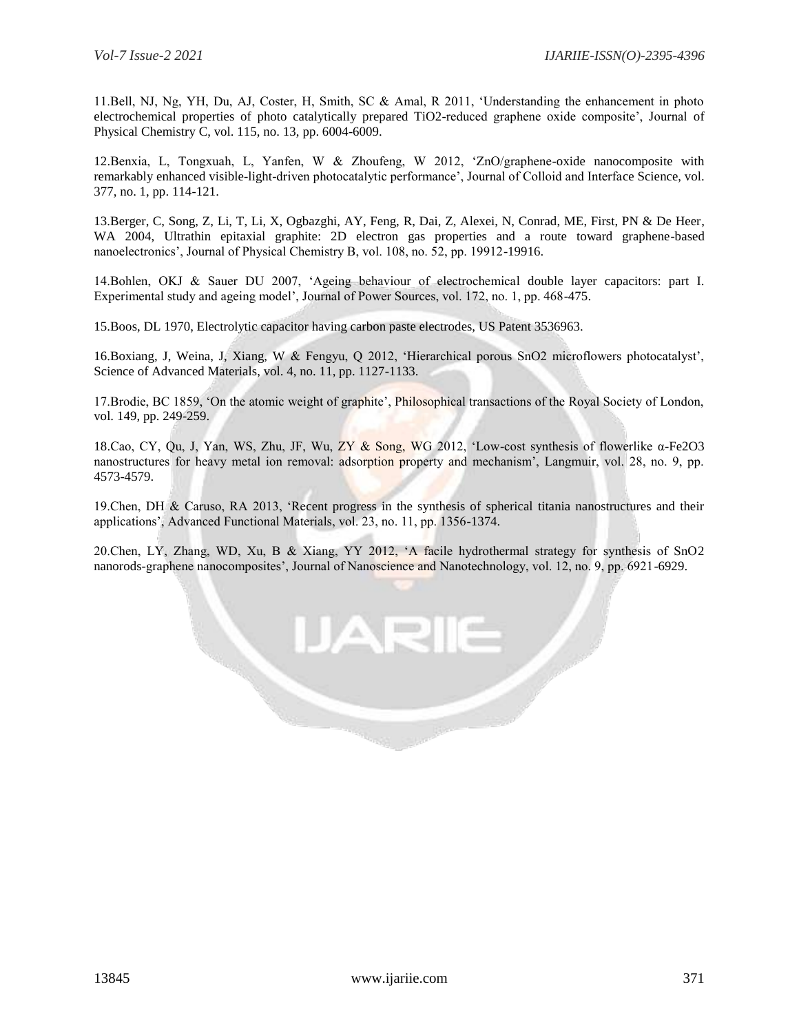11.Bell, NJ, Ng, YH, Du, AJ, Coster, H, Smith, SC & Amal, R 2011, 'Understanding the enhancement in photo electrochemical properties of photo catalytically prepared $TiO_2$-reduced graphene oxide composite', Journal of Physical Chemistry C, vol. 115, no. 13, pp. 6004-6009.

12.Benxia, L, Tongxuah, L, Yanfen, W & Zhoufeng, W 2012, 'ZnO/graphene-oxide nanocomposite with remarkably enhanced visible-light-driven photocatalytic performance', Journal of Colloid and Interface Science, vol. 377, no. 1, pp. 114-121.

13.Berger, C, Song, Z, Li, T, Li, X, Ogbazghi, AY, Feng, R, Dai, Z, Alexei, N, Conrad, ME, First, PN & De Heer, WA 2004, Ultrathin epitaxial graphite: 2D electron gas properties and a route toward graphene-based nanoelectronics', Journal of Physical Chemistry B, vol. 108, no. 52, pp. 19912-19916.

14.Bohlen, OKJ & Sauer DU 2007, 'Ageing behaviour of electrochemical double layer capacitors: part I. Experimental study and ageing model', Journal of Power Sources, vol. 172, no. 1, pp. 468-475.

15.Boos, DL 1970, Electrolytic capacitor having carbon paste electrodes, US Patent 3536963.

16.Boxiang, J, Weina, J, Xiang, W & Fengyu, Q 2012, 'Hierarchical porous $SnO_2$ microflowers photocatalyst', Science of Advanced Materials, vol. 4, no. 11, pp. 1127-1133.

17.Brodie, BC 1859, 'On the atomic weight of graphite', Philosophical transactions of the Royal Society of London, vol. 149, pp. 249-259.

18.Cao, CY, Qu, J, Yan, WS, Zhu, JF, Wu, ZY & Song, WG 2012, 'Low-cost synthesis of flowerlike $\alpha$-$Fe_2O_3$ nanostructures for heavy metal ion removal: adsorption property and mechanism', Langmuir, vol. 28, no. 9, pp. 4573-4579.

19.Chen, DH & Caruso, RA 2013, 'Recent progress in the synthesis of spherical titania nanostructures and their applications', Advanced Functional Materials, vol. 23, no. 11, pp. 1356-1374.

20.Chen, LY, Zhang, WD, Xu, B & Xiang, YY 2012, 'A facile hydrothermal strategy for synthesis of $SnO_2$ nanorods-graphene nanocomposites', Journal of Nanoscience and Nanotechnology, vol. 12, no. 9, pp. 6921-6929.